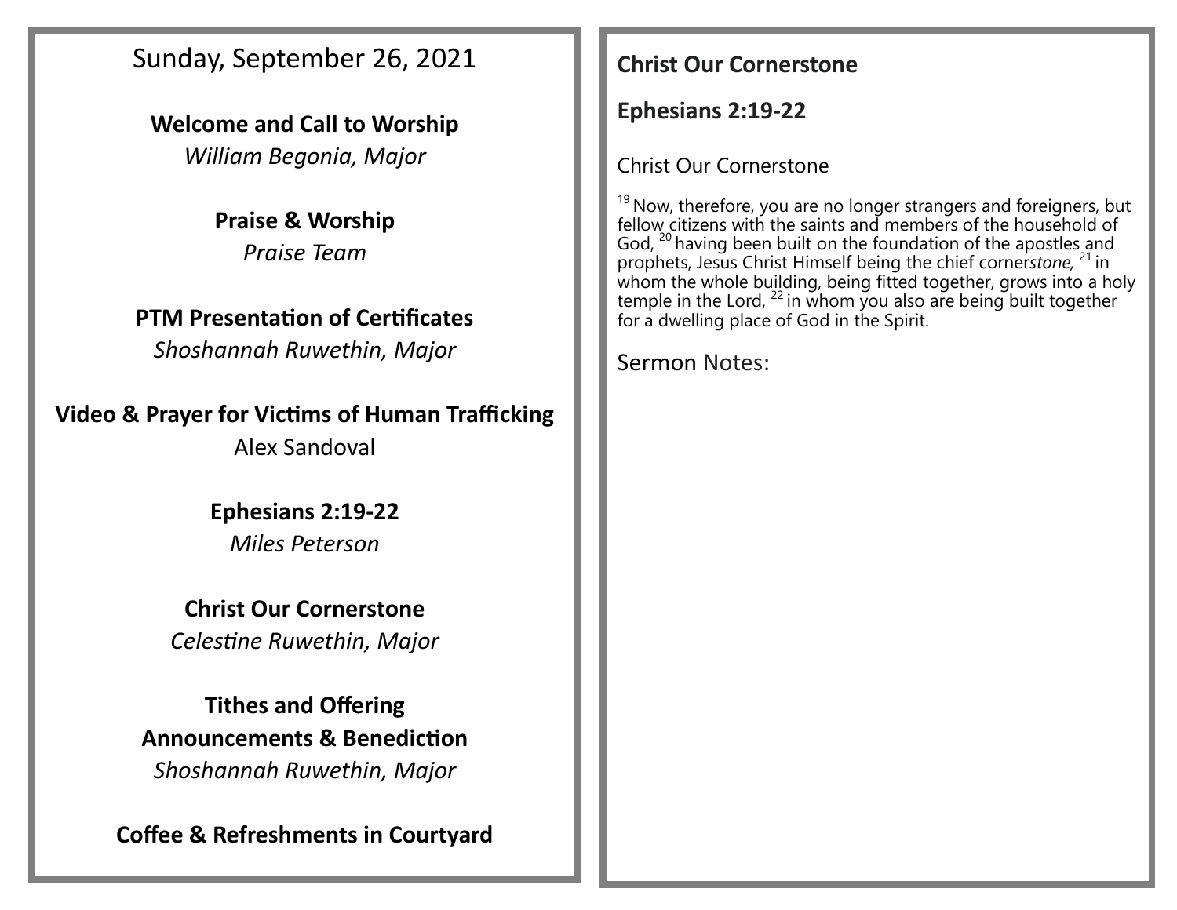Sunday, September 26, 2021

**Welcome and Call to Worship**
*William Begonia, Major*

**Praise & Worship**
*Praise Team*

**PTM Presentation of Certificates**
*Shoshannah Ruwethin, Major*

**Video & Prayer for Victims of Human Trafficking**
Alex Sandoval

**Ephesians 2:19-22**
*Miles Peterson*

**Christ Our Cornerstone**
*Celestine Ruwethin, Major*

**Tithes and Offering**
**Announcements & Benediction**
*Shoshannah Ruwethin, Major*

**Coffee & Refreshments in Courtyard**

**Christ Our Cornerstone**

**Ephesians 2:19-22**

Christ Our Cornerstone

[19] Now, therefore, you are no longer strangers and foreigners, but fellow citizens with the saints and members of the household of God, [20] having been built on the foundation of the apostles and prophets, Jesus Christ Himself being the chief corner*stone,* [21] in whom the whole building, being fitted together, grows into a holy temple in the Lord, [22] in whom you also are being built together for a dwelling place of God in the Spirit.

Sermon Notes: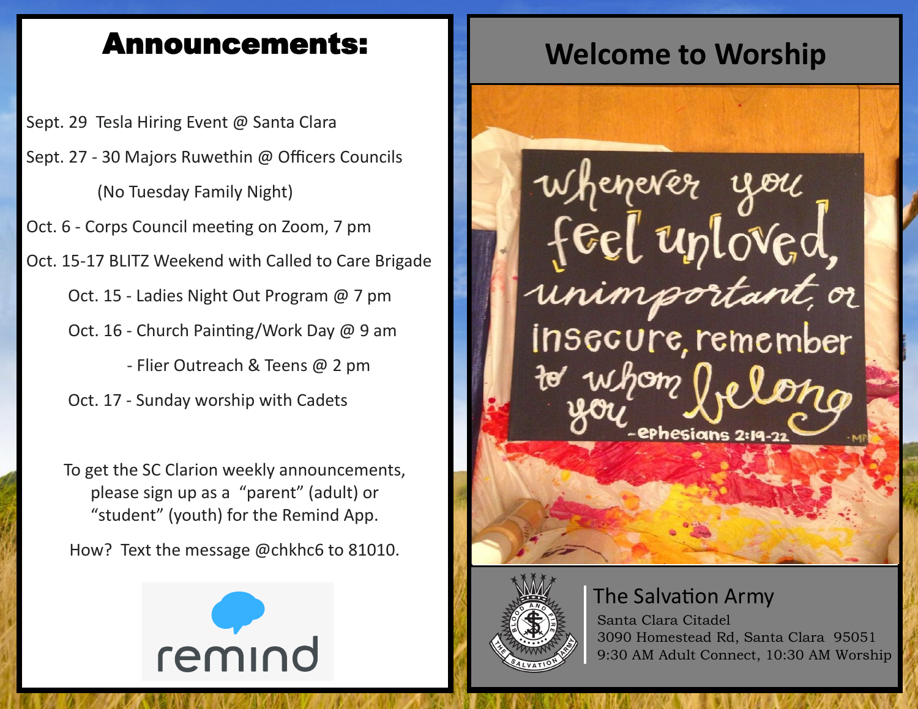# Announcements:

Sept. 29 Tesla Hiring Event @ Santa Clara

Sept. 27 - 30 Majors Ruwethin @ Officers Councils

(No Tuesday Family Night)

Oct. 6 - Corps Council meeting on Zoom, 7 pm

Oct. 15-17 BLITZ Weekend with Called to Care Brigade

Oct. 15 - Ladies Night Out Program @ 7 pm

Oct. 16 - Church Painting/Work Day @ 9 am

- Flier Outreach & Teens @ 2 pm

Oct. 17 - Sunday worship with Cadets

To get the SC Clarion weekly announcements, please sign up as a "parent" (adult) or "student" (youth) for the Remind App.

How? Text the message @chkhc6 to 81010.

remind

# Welcome to Worship

whenever you feel unloved, unimportant, or insecure, remember to whom you belong

-Ephesians 2:19-22

## The Salvation Army

Santa Clara Citadel
3090 Homestead Rd, Santa Clara 95051
9:30 AM Adult Connect, 10:30 AM Worship